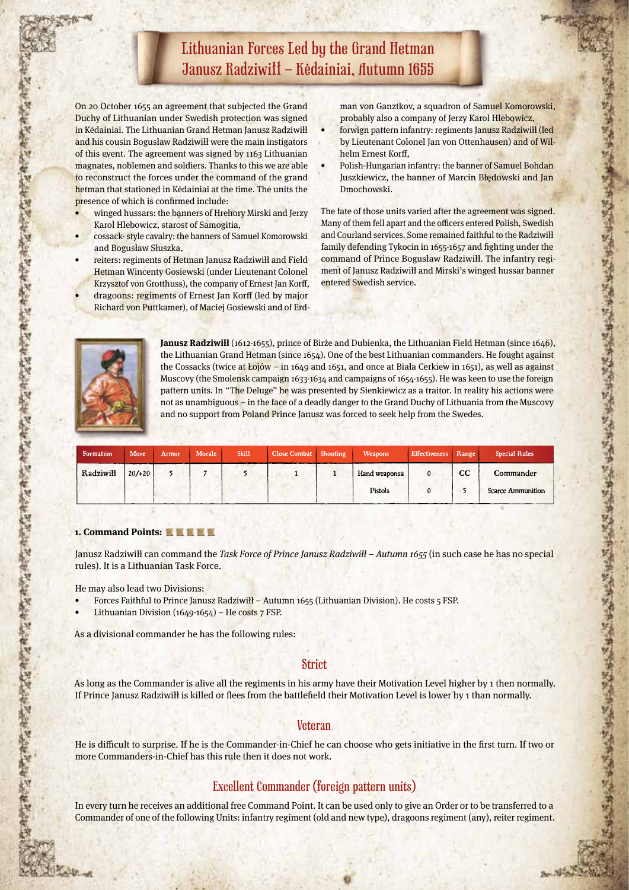# Lithuanian Forces Led by the Grand Hetman Janusz Radziwiłł – Kėdainiai, Autumn 1655

On 20 October 1655 an agreement that subjected the Grand Duchy of Lithuanian under Swedish protection was signed in Kėdainiai. The Lithuanian Grand Hetman Janusz Radziwiłł and his cousin Bogusław Radziwiłł were the main instigators of this event. The agreement was signed by 1163 Lithuanian magnates, noblemen and soldiers. Thanks to this we are able to reconstruct the forces under the command of the grand hetman that stationed in Kėdainiai at the time. The units the presence of which is confirmed include:

- winged hussars: the banners of Hrehory Mirski and Jerzy Karol Hlebowicz, starost of Samogitia,
- cossack- style cavalry: the banners of Samuel Komorowski and Bogusław Słuszka,
- reiters: regiments of Hetman Janusz Radziwiłł and Field Hetman Wincenty Gosiewski (under Lieutenant Colonel Krzysztof von Grotthuss), the company of Ernest Jan Korff,
- dragoons: regiments of Ernest Jan Korff (led by major Richard von Puttkamer), of Maciej Gosiewski and of Erdman von Ganztkov, a squadron of Samuel Komorowski, probably also a company of Jerzy Karol Hlebowicz,
- forwign pattern infantry: regiments Janusz Radziwiłł (led by Lieutenant Colonel Jan von Ottenhausen) and of Wilhelm Ernest Korff,
- Polish-Hungarian infantry: the banner of Samuel Bohdan Juszkiewicz, the banner of Marcin Błędowski and Jan Dmochowski.

The fate of those units varied after the agreement was signed. Many of them fell apart and the officers entered Polish, Swedish and Courland services. Some remained faithful to the Radziwiłł family defending Tykocin in 1655-1657 and fighting under the command of Prince Bogusław Radziwiłł. The infantry regiment of Janusz Radziwiłł and Mirski's winged hussar banner entered Swedish service.

**Janusz Radziwiłł** (1612-1655), prince of Birże and Dubienka, the Lithuanian Field Hetman (since 1646), the Lithuanian Grand Hetman (since 1654). One of the best Lithuanian commanders. He fought against the Cossacks (twice at Łojów – in 1649 and 1651, and once at Biała Cerkiew in 1651), as well as against Muscovy (the Smolensk campaign 1633-1634 and campaigns of 1654-1655). He was keen to use the foreign pattern units. In "The Deluge" he was presented by Sienkiewicz as a traitor. In reality his actions were not as unambiguous – in the face of a deadly danger to the Grand Duchy of Lithuania from the Muscovy and no support from Poland Prince Janusz was forced to seek help from the Swedes.

| Formation | Move | Armor | Morale | Skill | Close Combat | Shooting | Weapons | Effectiveness | Range | Special Rules |
|---|---|---|---|---|---|---|---|---|---|---|
| Radziwiłł | 20/+20 | 5 | 7 | 5 | 1 | 1 | Hand weaponsa | 0 | CC | Commander |
| | | | | | | | Pistols | 0 | 5 | Scarce Ammunition |

**1. Command Points:** ■■■■■

Janusz Radziwiłł can command the *Task Force of Prince Janusz Radziwiłł – Autumn 1655* (in such case he has no special rules). It is a Lithuanian Task Force.

He may also lead two Divisions:

- Forces Faithful to Prince Janusz Radziwiłł – Autumn 1655 (Lithuanian Division). He costs 5 FSP.
- Lithuanian Division (1649-1654) – He costs 7 FSP.

As a divisional commander he has the following rules:

## Strict

As long as the Commander is alive all the regiments in his army have their Motivation Level higher by 1 then normally. If Prince Janusz Radziwiłł is killed or flees from the battlefield their Motivation Level is lower by 1 than normally.

## Veteran

He is difficult to surprise. If he is the Commander-in-Chief he can choose who gets initiative in the first turn. If two or more Commanders-in-Chief has this rule then it does not work.

## Excellent Commander (foreign pattern units)

In every turn he receives an additional free Command Point. It can be used only to give an Order or to be transferred to a Commander of one of the following Units: infantry regiment (old and new type), dragoons regiment (any), reiter regiment.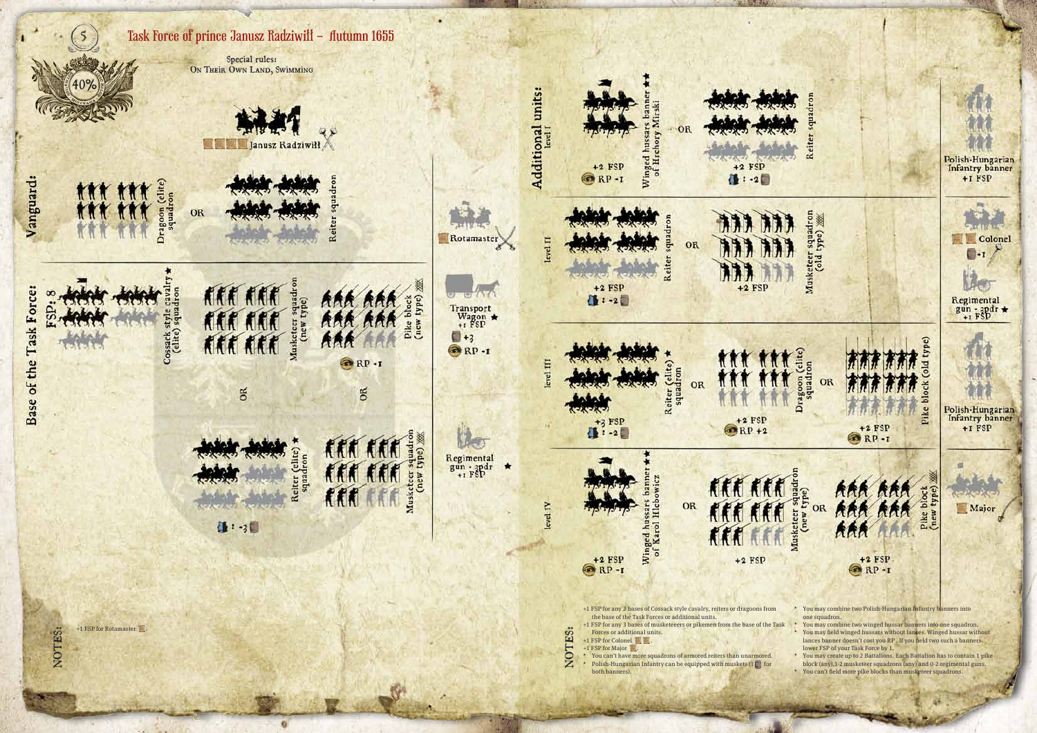# Task Force of prince Janusz Radziwiłł – Autumn 1655

Special rules:
On Their Own Land, Swimming

40%

Janusz Radziwiłł

## Vanguard:

Dragoon (elite) squadron OR Reiter squadron

## Base of the Task Force:

FSP: 8

Cossack style cavalry ★ (elite) squadron

Musketeer squadron (new type) OR Reiter (elite) ★ squadron : -3

Pike block (new type) RP -1 OR Musketeer squadron (new type)

Rotamaster

Transport Wagon ★ +1 FSP, +3, RP -1

Regimental gun - 3pdr ★ +1 FSP

NOTES: +1 FSP for Rotamaster.

## Additional units:

### level I

Winged hussars banner ★★ of Hrehory Mirski +2 FSP, RP -1 OR Reiter squadron +2 FSP, : -2

### level II

Reiter squadron +2 FSP, : -2 OR Musketeer squadron (old type) +2 FSP

### level III

Reiter (elite) ★ squadron +3 FSP, : -2 OR Dragoon (elite) squadron +2 FSP, RP +2 OR Pike block (old type) +2 FSP, RP -1

### level IV

Winged hussars banner ★★ of Karol Hlebowicz +2 FSP, RP -1 OR Musketeer squadron (new type) +2 FSP OR Pike block (new type) +2 FSP, RP -1

Polish-Hungarian Infantry banner +1 FSP

Colonel -1

Regimental gun - 3pdr ★ +1 FSP

Polish-Hungarian Infantry banner +1 FSP

Major

NOTES:

- +1 FSP for any 2 bases of Cossack style cavalry, reiters or dragoons from the base of the Task Forces or additional units.
- +1 FSP for any 3 bases of musketeeers or pikemen from the base of the Task Forces or additional units.
- +1 FSP for Colonel.
- +1 FSP for Major.
- You can't have more squadrons of armored reiters than unarmored.
- Polish-Hungarian Infantry can be equipped with muskets (1 for both banners).
- You may combine two Polish-Hungarian Infantry banners into one squadron.
- You may combine two winged hussar banners into one squadron.
- You may field winged hussars without lances. Winged hussar without lances banner doesn't cost you RP. If you field two such a banners lower FSP of your Task Force by 1.
- You may create up to 2 Battalions. Each Battalion has to contain 1 pike block (any),1-2 musketeer squadrons (any) and 0-2 regimental guns.
- You can't field more pike blocks than musketeer squadrons.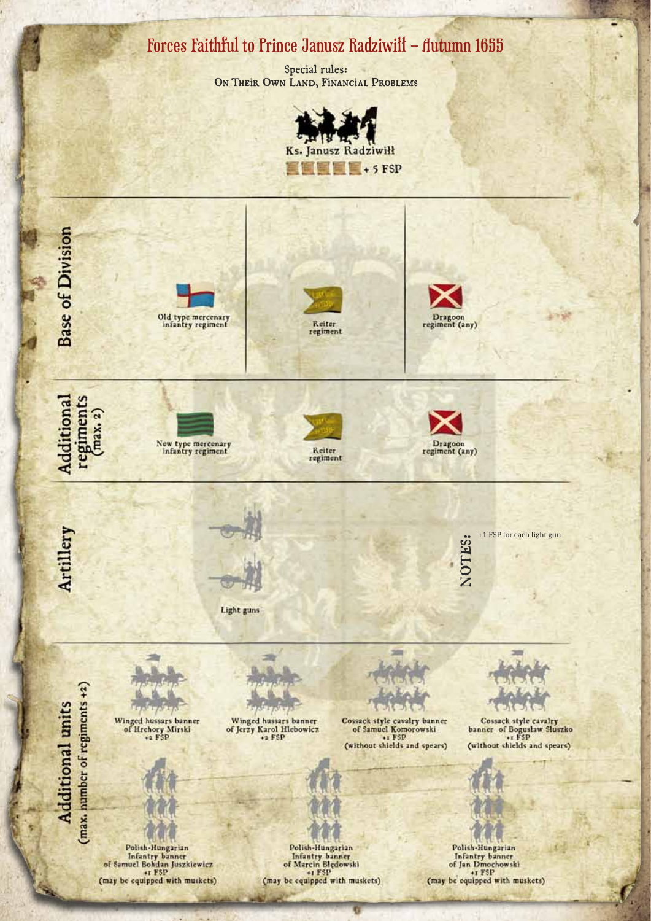# Forces Faithful to Prince Janusz Radziwiłł – Autumn 1655

Special rules:
**On Their Own Land, Financial Problems**

Ks. Janusz Radziwiłł
+ 5 FSP

## Base of Division

- Old type mercenary infantry regiment
- Reiter regiment
- Dragoon regiment (any)

## Additional regiments (max. 2)

- New type mercenary infantry regiment
- Reiter regiment
- Dragoon regiment (any)

## Artillery

- Light guns

**NOTES:** +1 FSP for each light gun

## Additional units (max. number of regiments +2)

- Winged hussars banner of Hrehory Mirski +2 FSP
- Winged hussars banner of Jerzy Karol Hlebowicz +2 FSP
- Cossack style cavalry banner of Samuel Komorowski +1 FSP (without shields and spears)
- Cossack style cavalry banner of Bogusław Słuszko +1 FSP (without shields and spears)
- Polish-Hungarian Infantry banner of Samuel Bohdan Juszkiewicz +1 FSP (may be equipped with muskets)
- Polish-Hungarian Infantry banner of Marcin Błędowski +1 FSP (may be equipped with muskets)
- Polish-Hungarian Infantry banner of Jan Dmochowski +1 FSP (may be equipped with muskets)